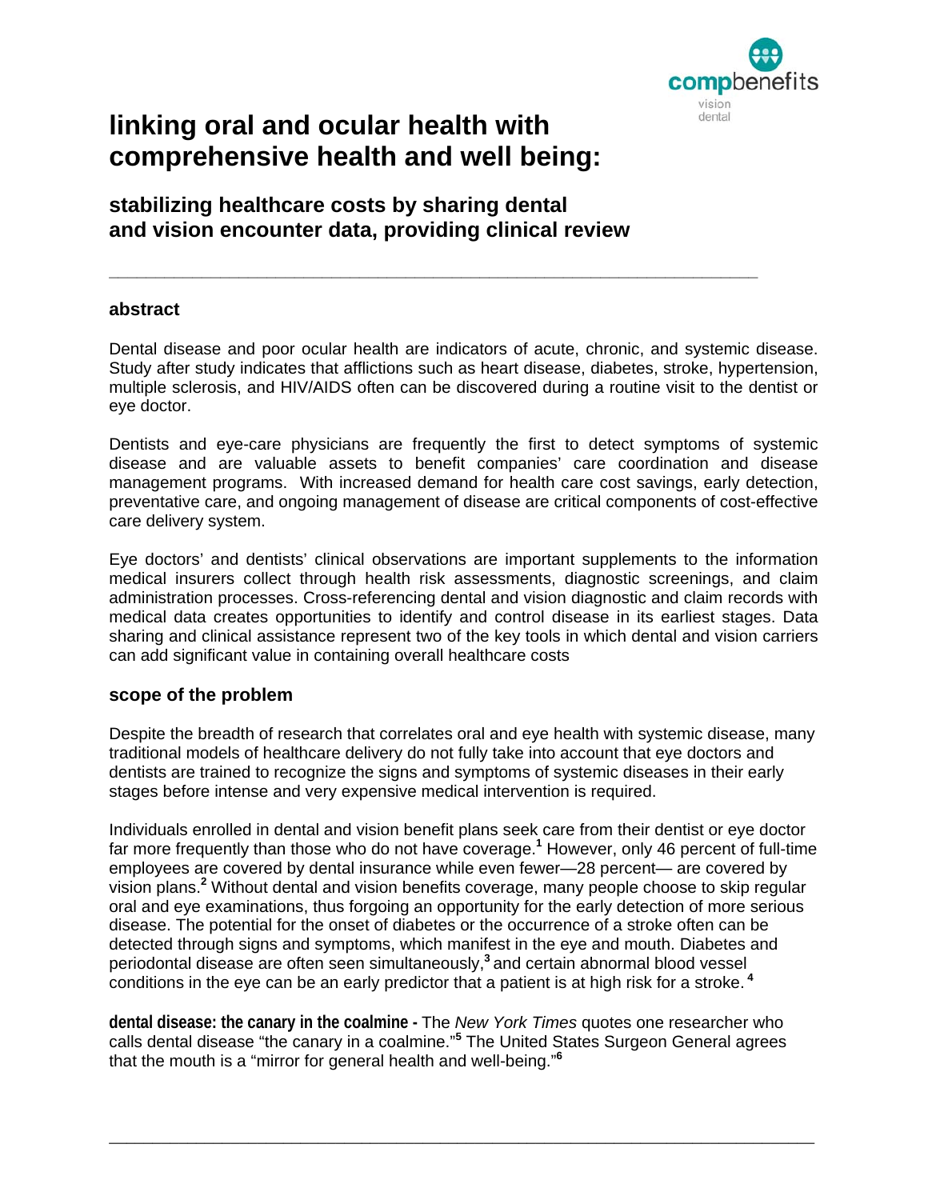# linking oral and ocular health with comprehensive health and well being:

## stabilizing healthcare costs by sharing dental and vision encounter data, providing clinical review

---

### abstract

Dental disease and poor ocular health are indicators of acute, chronic, and systemic disease. Study after study indicates that afflictions such as heart disease, diabetes, stroke, hypertension, multiple sclerosis, and HIV/AIDS often can be discovered during a routine visit to the dentist or eye doctor.

Dentists and eye-care physicians are frequently the first to detect symptoms of systemic disease and are valuable assets to benefit companies' care coordination and disease management programs. With increased demand for health care cost savings, early detection, preventative care, and ongoing management of disease are critical components of cost-effective care delivery system.

Eye doctors' and dentists' clinical observations are important supplements to the information medical insurers collect through health risk assessments, diagnostic screenings, and claim administration processes. Cross-referencing dental and vision diagnostic and claim records with medical data creates opportunities to identify and control disease in its earliest stages. Data sharing and clinical assistance represent two of the key tools in which dental and vision carriers can add significant value in containing overall healthcare costs

### scope of the problem

Despite the breadth of research that correlates oral and eye health with systemic disease, many traditional models of healthcare delivery do not fully take into account that eye doctors and dentists are trained to recognize the signs and symptoms of systemic diseases in their early stages before intense and very expensive medical intervention is required.

Individuals enrolled in dental and vision benefit plans seek care from their dentist or eye doctor far more frequently than those who do not have coverage.[1] However, only 46 percent of full-time employees are covered by dental insurance while even fewer—28 percent— are covered by vision plans.[2] Without dental and vision benefits coverage, many people choose to skip regular oral and eye examinations, thus forgoing an opportunity for the early detection of more serious disease. The potential for the onset of diabetes or the occurrence of a stroke often can be detected through signs and symptoms, which manifest in the eye and mouth. Diabetes and periodontal disease are often seen simultaneously,[3] and certain abnormal blood vessel conditions in the eye can be an early predictor that a patient is at high risk for a stroke.[4]

**dental disease: the canary in the coalmine -** The *New York Times* quotes one researcher who calls dental disease "the canary in a coalmine."[5] The United States Surgeon General agrees that the mouth is a "mirror for general health and well-being."[6]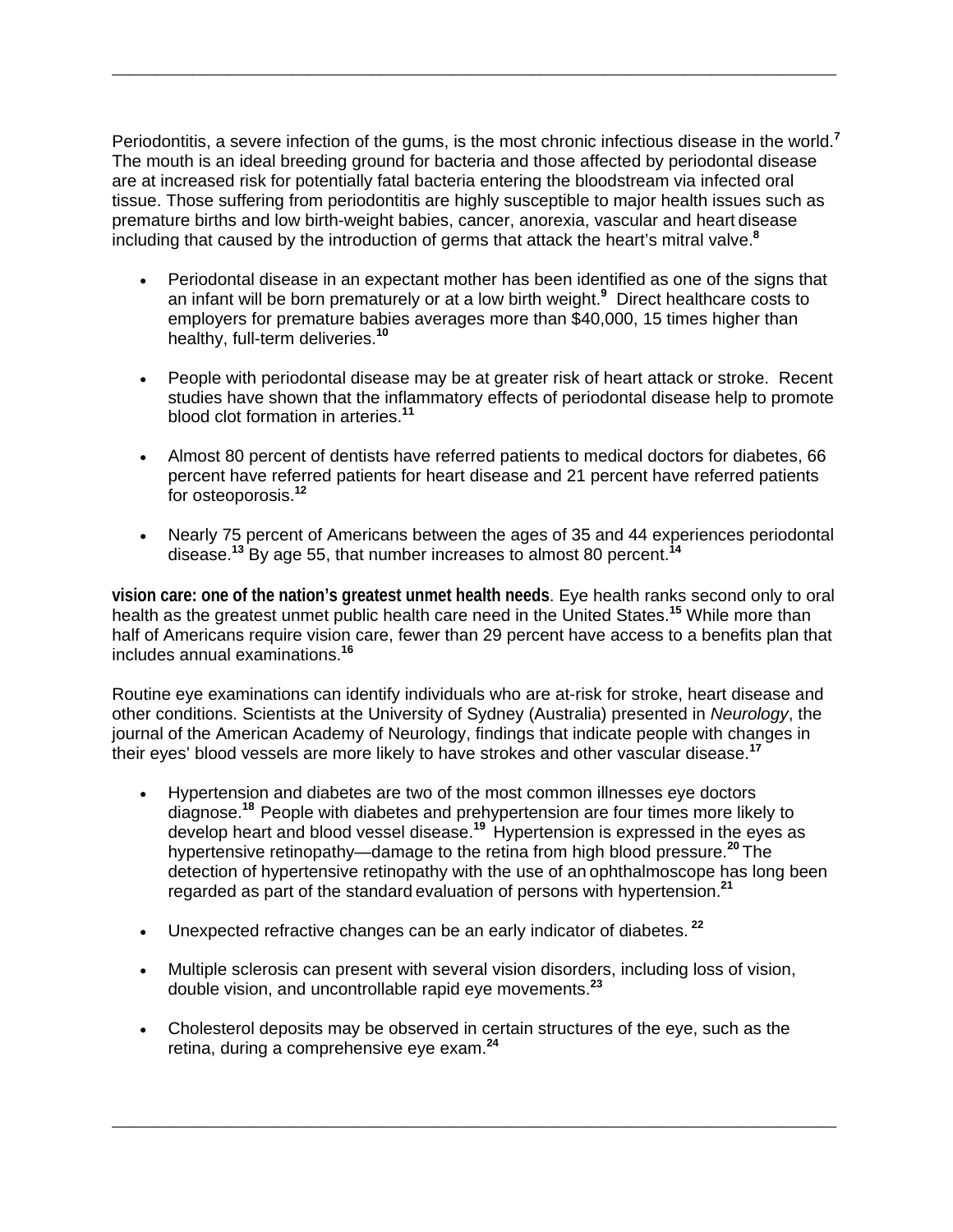Periodontitis, a severe infection of the gums, is the most chronic infectious disease in the world.[7] The mouth is an ideal breeding ground for bacteria and those affected by periodontal disease are at increased risk for potentially fatal bacteria entering the bloodstream via infected oral tissue. Those suffering from periodontitis are highly susceptible to major health issues such as premature births and low birth-weight babies, cancer, anorexia, vascular and heart disease including that caused by the introduction of germs that attack the heart's mitral valve.[8]

- Periodontal disease in an expectant mother has been identified as one of the signs that an infant will be born prematurely or at a low birth weight.[9] Direct healthcare costs to employers for premature babies averages more than $40,000, 15 times higher than healthy, full-term deliveries.[10]

- People with periodontal disease may be at greater risk of heart attack or stroke. Recent studies have shown that the inflammatory effects of periodontal disease help to promote blood clot formation in arteries.[11]

- Almost 80 percent of dentists have referred patients to medical doctors for diabetes, 66 percent have referred patients for heart disease and 21 percent have referred patients for osteoporosis.[12]

- Nearly 75 percent of Americans between the ages of 35 and 44 experiences periodontal disease.[13] By age 55, that number increases to almost 80 percent.[14]

**vision care: one of the nation's greatest unmet health needs**. Eye health ranks second only to oral health as the greatest unmet public health care need in the United States.[15] While more than half of Americans require vision care, fewer than 29 percent have access to a benefits plan that includes annual examinations.[16]

Routine eye examinations can identify individuals who are at-risk for stroke, heart disease and other conditions. Scientists at the University of Sydney (Australia) presented in *Neurology*, the journal of the American Academy of Neurology, findings that indicate people with changes in their eyes' blood vessels are more likely to have strokes and other vascular disease.[17]

- Hypertension and diabetes are two of the most common illnesses eye doctors diagnose.[18] People with diabetes and prehypertension are four times more likely to develop heart and blood vessel disease.[19] Hypertension is expressed in the eyes as hypertensive retinopathy—damage to the retina from high blood pressure.[20] The detection of hypertensive retinopathy with the use of an ophthalmoscope has long been regarded as part of the standard evaluation of persons with hypertension.[21]

- Unexpected refractive changes can be an early indicator of diabetes.[22]

- Multiple sclerosis can present with several vision disorders, including loss of vision, double vision, and uncontrollable rapid eye movements.[23]

- Cholesterol deposits may be observed in certain structures of the eye, such as the retina, during a comprehensive eye exam.[24]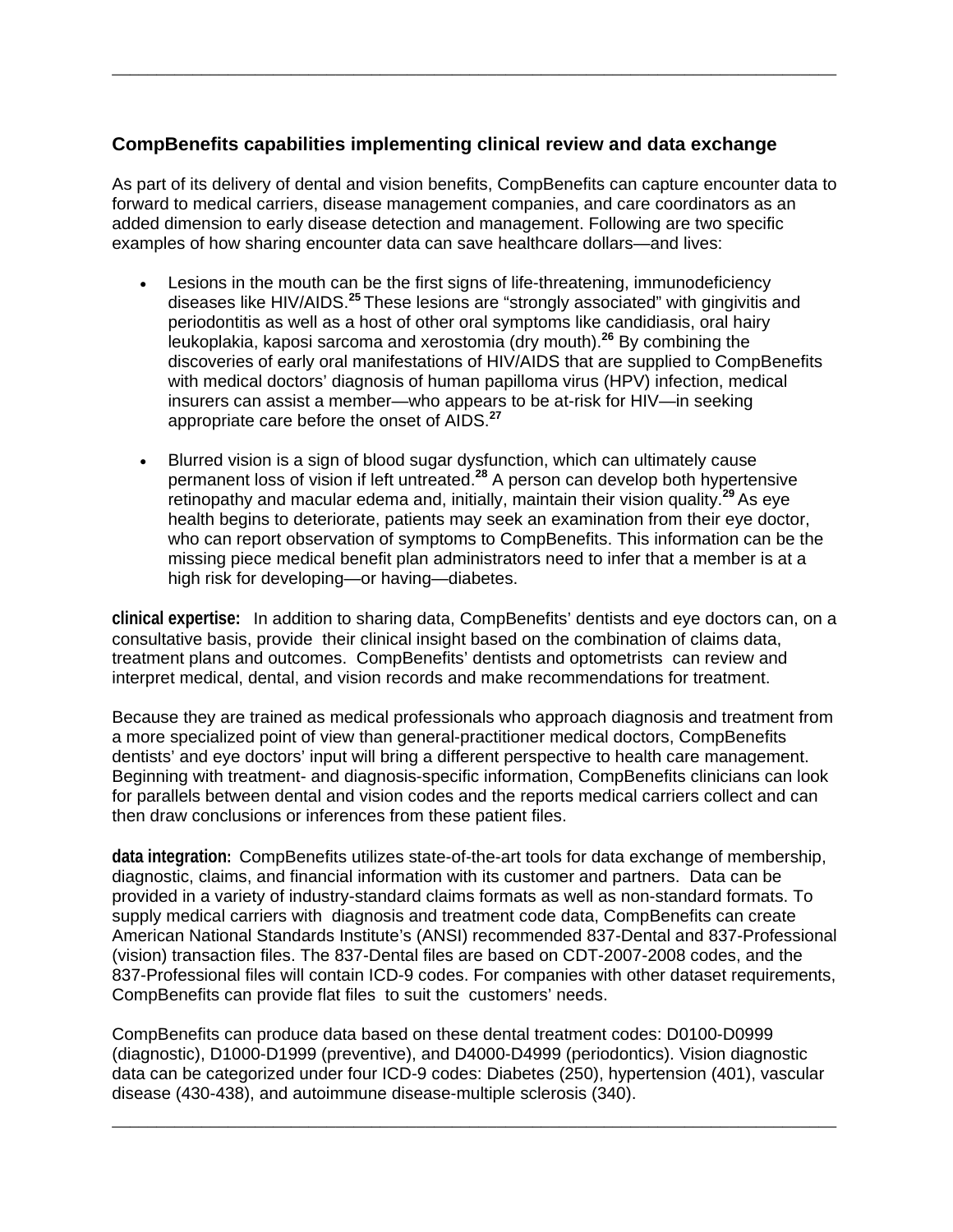### CompBenefits capabilities implementing clinical review and data exchange

As part of its delivery of dental and vision benefits, CompBenefits can capture encounter data to forward to medical carriers, disease management companies, and care coordinators as an added dimension to early disease detection and management. Following are two specific examples of how sharing encounter data can save healthcare dollars—and lives:

- Lesions in the mouth can be the first signs of life-threatening, immunodeficiency diseases like HIV/AIDS.[25] These lesions are "strongly associated" with gingivitis and periodontitis as well as a host of other oral symptoms like candidiasis, oral hairy leukoplakia, kaposi sarcoma and xerostomia (dry mouth).[26] By combining the discoveries of early oral manifestations of HIV/AIDS that are supplied to CompBenefits with medical doctors' diagnosis of human papilloma virus (HPV) infection, medical insurers can assist a member—who appears to be at-risk for HIV—in seeking appropriate care before the onset of AIDS.[27]

- Blurred vision is a sign of blood sugar dysfunction, which can ultimately cause permanent loss of vision if left untreated.[28] A person can develop both hypertensive retinopathy and macular edema and, initially, maintain their vision quality.[29] As eye health begins to deteriorate, patients may seek an examination from their eye doctor, who can report observation of symptoms to CompBenefits. This information can be the missing piece medical benefit plan administrators need to infer that a member is at a high risk for developing—or having—diabetes.

**clinical expertise:** In addition to sharing data, CompBenefits' dentists and eye doctors can, on a consultative basis, provide their clinical insight based on the combination of claims data, treatment plans and outcomes. CompBenefits' dentists and optometrists can review and interpret medical, dental, and vision records and make recommendations for treatment.

Because they are trained as medical professionals who approach diagnosis and treatment from a more specialized point of view than general-practitioner medical doctors, CompBenefits dentists' and eye doctors' input will bring a different perspective to health care management. Beginning with treatment- and diagnosis-specific information, CompBenefits clinicians can look for parallels between dental and vision codes and the reports medical carriers collect and can then draw conclusions or inferences from these patient files.

**data integration:** CompBenefits utilizes state-of-the-art tools for data exchange of membership, diagnostic, claims, and financial information with its customer and partners. Data can be provided in a variety of industry-standard claims formats as well as non-standard formats. To supply medical carriers with diagnosis and treatment code data, CompBenefits can create American National Standards Institute's (ANSI) recommended 837-Dental and 837-Professional (vision) transaction files. The 837-Dental files are based on CDT-2007-2008 codes, and the 837-Professional files will contain ICD-9 codes. For companies with other dataset requirements, CompBenefits can provide flat files to suit the customers' needs.

CompBenefits can produce data based on these dental treatment codes: D0100-D0999 (diagnostic), D1000-D1999 (preventive), and D4000-D4999 (periodontics). Vision diagnostic data can be categorized under four ICD-9 codes: Diabetes (250), hypertension (401), vascular disease (430-438), and autoimmune disease-multiple sclerosis (340).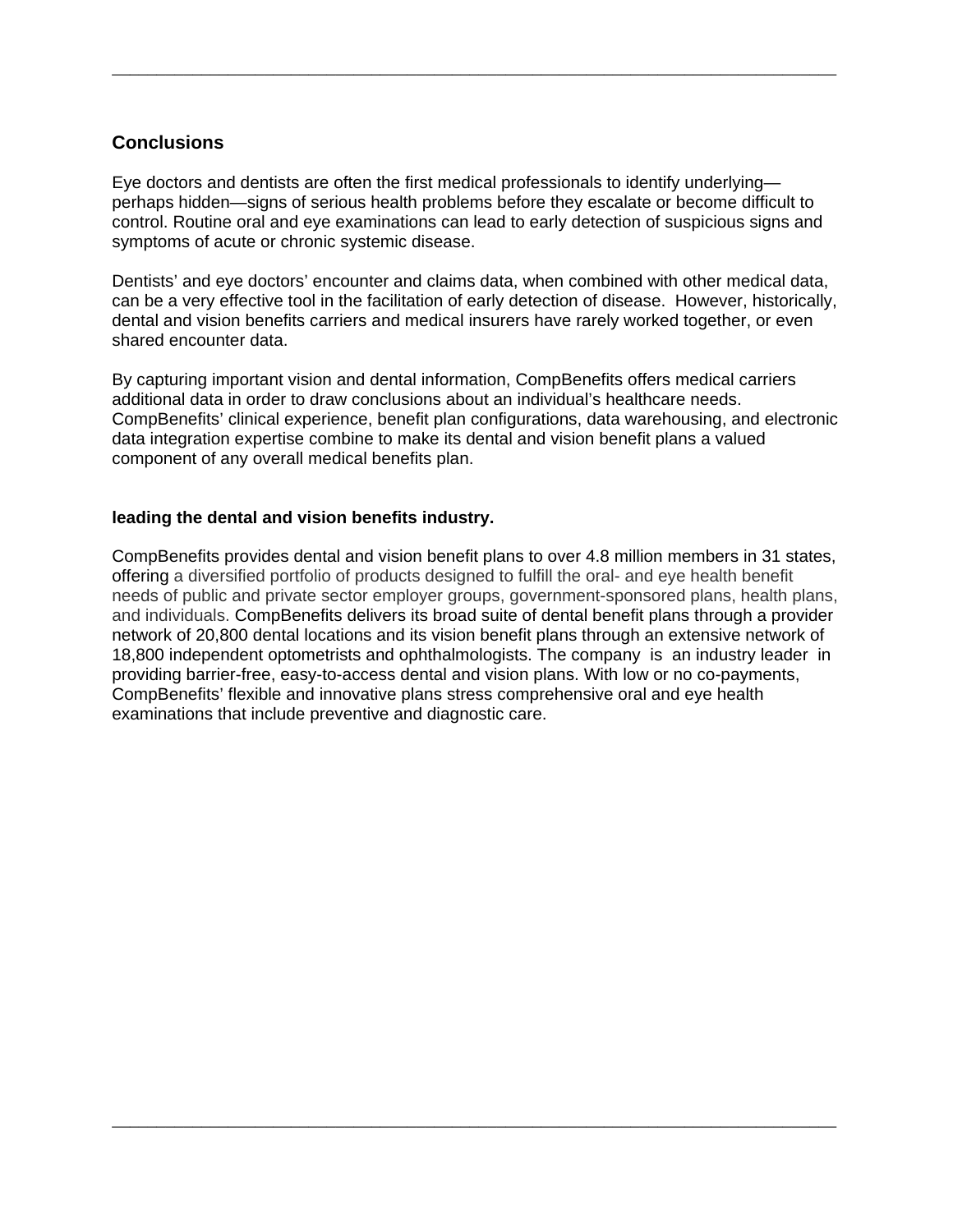## Conclusions

Eye doctors and dentists are often the first medical professionals to identify underlying—perhaps hidden—signs of serious health problems before they escalate or become difficult to control. Routine oral and eye examinations can lead to early detection of suspicious signs and symptoms of acute or chronic systemic disease.

Dentists' and eye doctors' encounter and claims data, when combined with other medical data, can be a very effective tool in the facilitation of early detection of disease. However, historically, dental and vision benefits carriers and medical insurers have rarely worked together, or even shared encounter data.

By capturing important vision and dental information, CompBenefits offers medical carriers additional data in order to draw conclusions about an individual's healthcare needs. CompBenefits' clinical experience, benefit plan configurations, data warehousing, and electronic data integration expertise combine to make its dental and vision benefit plans a valued component of any overall medical benefits plan.

**leading the dental and vision benefits industry.**

CompBenefits provides dental and vision benefit plans to over 4.8 million members in 31 states, offering a diversified portfolio of products designed to fulfill the oral- and eye health benefit needs of public and private sector employer groups, government-sponsored plans, health plans, and individuals. CompBenefits delivers its broad suite of dental benefit plans through a provider network of 20,800 dental locations and its vision benefit plans through an extensive network of 18,800 independent optometrists and ophthalmologists. The company is an industry leader in providing barrier-free, easy-to-access dental and vision plans. With low or no co-payments, CompBenefits' flexible and innovative plans stress comprehensive oral and eye health examinations that include preventive and diagnostic care.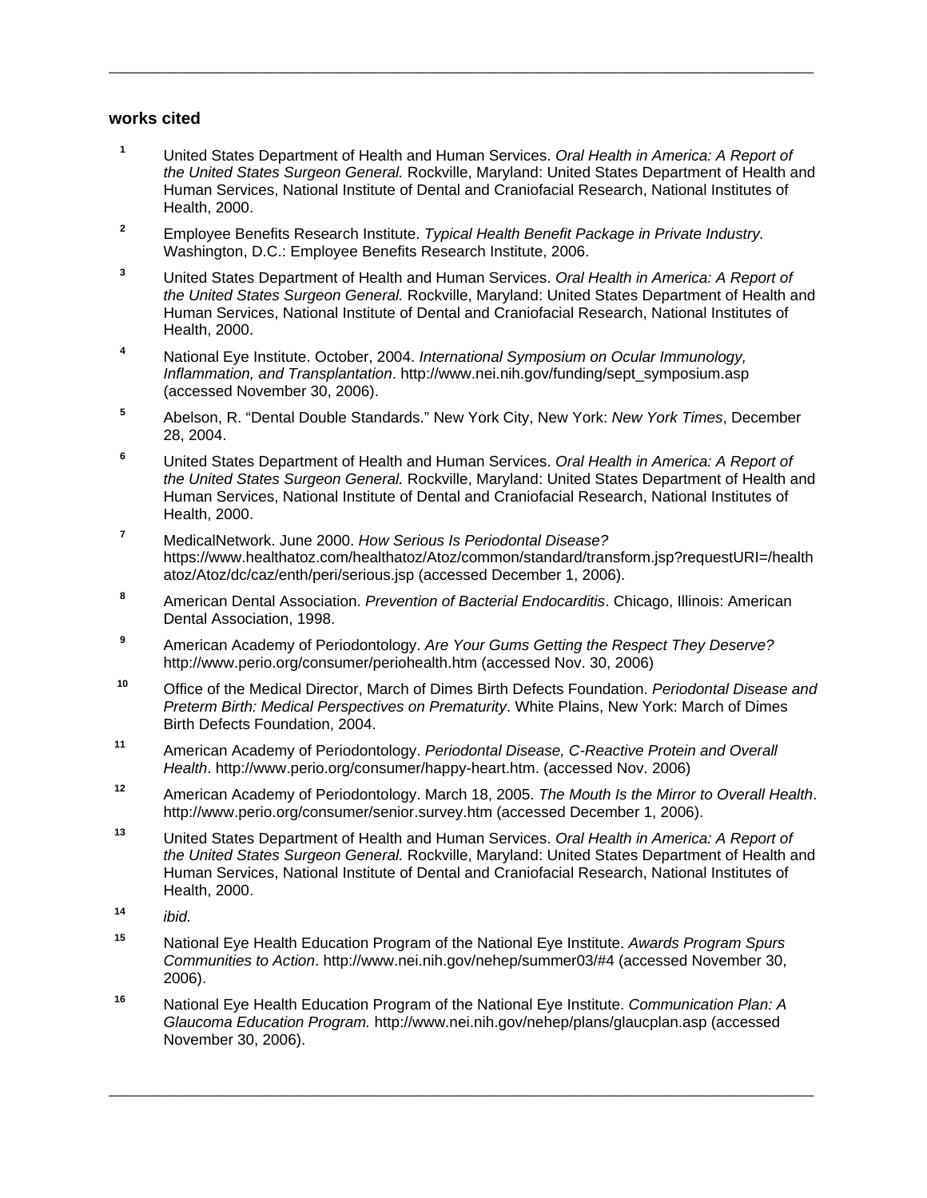## works cited

1. United States Department of Health and Human Services. *Oral Health in America: A Report of the United States Surgeon General.* Rockville, Maryland: United States Department of Health and Human Services, National Institute of Dental and Craniofacial Research, National Institutes of Health, 2000.

2. Employee Benefits Research Institute. *Typical Health Benefit Package in Private Industry.* Washington, D.C.: Employee Benefits Research Institute, 2006.

3. United States Department of Health and Human Services. *Oral Health in America: A Report of the United States Surgeon General.* Rockville, Maryland: United States Department of Health and Human Services, National Institute of Dental and Craniofacial Research, National Institutes of Health, 2000.

4. National Eye Institute. October, 2004. *International Symposium on Ocular Immunology, Inflammation, and Transplantation*. http://www.nei.nih.gov/funding/sept_symposium.asp (accessed November 30, 2006).

5. Abelson, R. "Dental Double Standards." New York City, New York: *New York Times*, December 28, 2004.

6. United States Department of Health and Human Services. *Oral Health in America: A Report of the United States Surgeon General.* Rockville, Maryland: United States Department of Health and Human Services, National Institute of Dental and Craniofacial Research, National Institutes of Health, 2000.

7. MedicalNetwork. June 2000. *How Serious Is Periodontal Disease?* https://www.healthatoz.com/healthatoz/Atoz/common/standard/transform.jsp?requestURI=/healthatoz/Atoz/dc/caz/enth/peri/serious.jsp (accessed December 1, 2006).

8. American Dental Association. *Prevention of Bacterial Endocarditis*. Chicago, Illinois: American Dental Association, 1998.

9. American Academy of Periodontology. *Are Your Gums Getting the Respect They Deserve?* http://www.perio.org/consumer/periohealth.htm (accessed Nov. 30, 2006)

10. Office of the Medical Director, March of Dimes Birth Defects Foundation. *Periodontal Disease and Preterm Birth: Medical Perspectives on Prematurity*. White Plains, New York: March of Dimes Birth Defects Foundation, 2004.

11. American Academy of Periodontology. *Periodontal Disease, C-Reactive Protein and Overall Health*. http://www.perio.org/consumer/happy-heart.htm. (accessed Nov. 2006)

12. American Academy of Periodontology. March 18, 2005. *The Mouth Is the Mirror to Overall Health*. http://www.perio.org/consumer/senior.survey.htm (accessed December 1, 2006).

13. United States Department of Health and Human Services. *Oral Health in America: A Report of the United States Surgeon General.* Rockville, Maryland: United States Department of Health and Human Services, National Institute of Dental and Craniofacial Research, National Institutes of Health, 2000.

14. *ibid.*

15. National Eye Health Education Program of the National Eye Institute. *Awards Program Spurs Communities to Action*. http://www.nei.nih.gov/nehep/summer03/#4 (accessed November 30, 2006).

16. National Eye Health Education Program of the National Eye Institute. *Communication Plan: A Glaucoma Education Program.* http://www.nei.nih.gov/nehep/plans/glaucplan.asp (accessed November 30, 2006).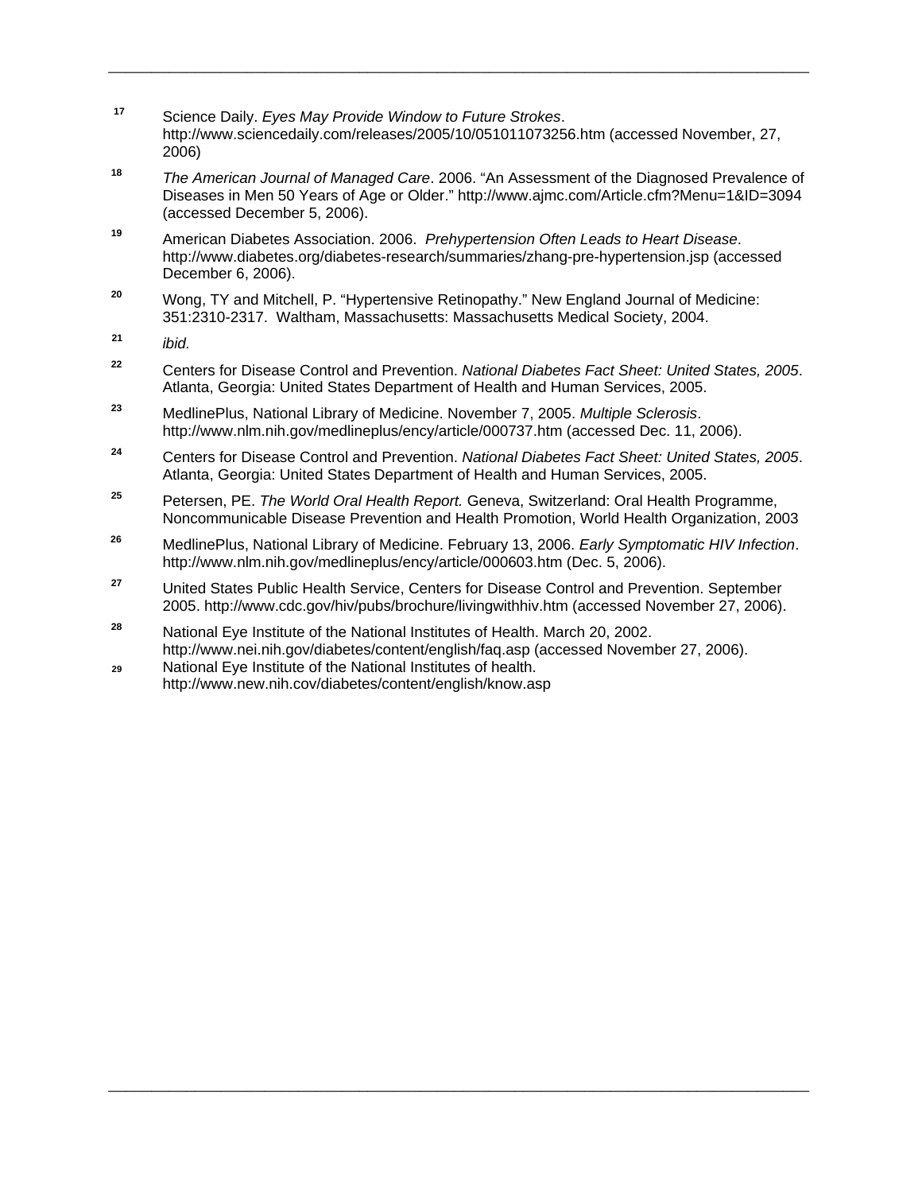[17] Science Daily. *Eyes May Provide Window to Future Strokes*. http://www.sciencedaily.com/releases/2005/10/051011073256.htm (accessed November, 27, 2006)

[18] *The American Journal of Managed Care*. 2006. "An Assessment of the Diagnosed Prevalence of Diseases in Men 50 Years of Age or Older." http://www.ajmc.com/Article.cfm?Menu=1&ID=3094 (accessed December 5, 2006).

[19] American Diabetes Association. 2006. *Prehypertension Often Leads to Heart Disease*. http://www.diabetes.org/diabetes-research/summaries/zhang-pre-hypertension.jsp (accessed December 6, 2006).

[20] Wong, TY and Mitchell, P. "Hypertensive Retinopathy." New England Journal of Medicine: 351:2310-2317. Waltham, Massachusetts: Massachusetts Medical Society, 2004.

[21] *ibid.*

[22] Centers for Disease Control and Prevention. *National Diabetes Fact Sheet: United States, 2005*. Atlanta, Georgia: United States Department of Health and Human Services, 2005.

[23] MedlinePlus, National Library of Medicine. November 7, 2005. *Multiple Sclerosis*. http://www.nlm.nih.gov/medlineplus/ency/article/000737.htm (accessed Dec. 11, 2006).

[24] Centers for Disease Control and Prevention. *National Diabetes Fact Sheet: United States, 2005*. Atlanta, Georgia: United States Department of Health and Human Services, 2005.

[25] Petersen, PE. *The World Oral Health Report.* Geneva, Switzerland: Oral Health Programme, Noncommunicable Disease Prevention and Health Promotion, World Health Organization, 2003

[26] MedlinePlus, National Library of Medicine. February 13, 2006. *Early Symptomatic HIV Infection*. http://www.nlm.nih.gov/medlineplus/ency/article/000603.htm (Dec. 5, 2006).

[27] United States Public Health Service, Centers for Disease Control and Prevention. September 2005. http://www.cdc.gov/hiv/pubs/brochure/livingwithhiv.htm (accessed November 27, 2006).

[28] National Eye Institute of the National Institutes of Health. March 20, 2002. http://www.nei.nih.gov/diabetes/content/english/faq.asp (accessed November 27, 2006).

[29] National Eye Institute of the National Institutes of health. http://www.new.nih.cov/diabetes/content/english/know.asp